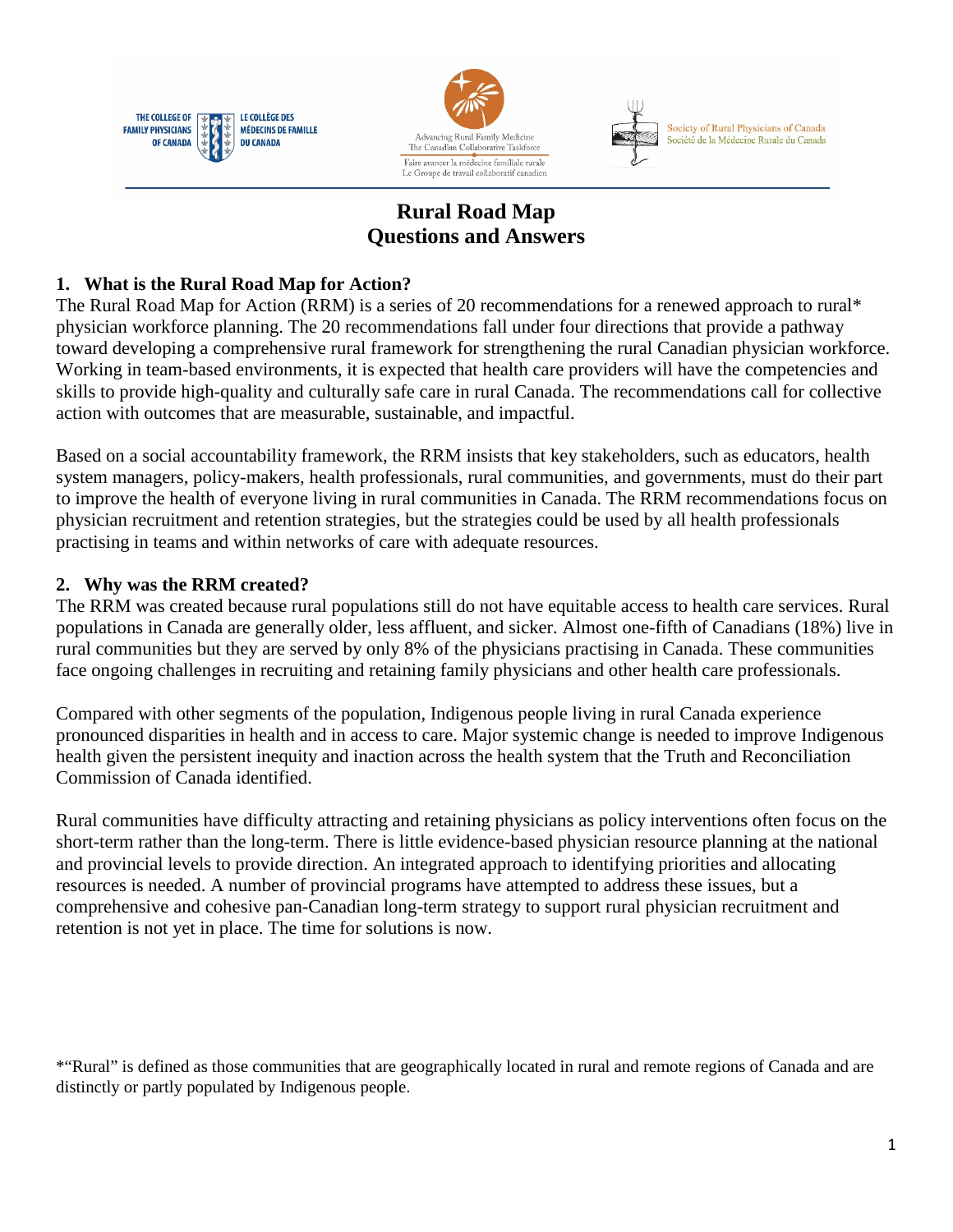THE COLLEGE OF FAMILY PHYSICIANS OF CANADA | LE COLLÈGE DES MÉDECINS DE FAMILLE DU CANADA

Advancing Rural Family Medicine
The Canadian Collaborative Taskforce
Faire avancer la médecine familiale rurale
Le Groupe de travail collaboratif canadien

Society of Rural Physicians of Canada
Société de la Médecine Rurale du Canada

# Rural Road Map
# Questions and Answers

## 1. What is the Rural Road Map for Action?

The Rural Road Map for Action (RRM) is a series of 20 recommendations for a renewed approach to rural* physician workforce planning. The 20 recommendations fall under four directions that provide a pathway toward developing a comprehensive rural framework for strengthening the rural Canadian physician workforce. Working in team-based environments, it is expected that health care providers will have the competencies and skills to provide high-quality and culturally safe care in rural Canada. The recommendations call for collective action with outcomes that are measurable, sustainable, and impactful.

Based on a social accountability framework, the RRM insists that key stakeholders, such as educators, health system managers, policy-makers, health professionals, rural communities, and governments, must do their part to improve the health of everyone living in rural communities in Canada. The RRM recommendations focus on physician recruitment and retention strategies, but the strategies could be used by all health professionals practising in teams and within networks of care with adequate resources.

## 2. Why was the RRM created?

The RRM was created because rural populations still do not have equitable access to health care services. Rural populations in Canada are generally older, less affluent, and sicker. Almost one-fifth of Canadians (18%) live in rural communities but they are served by only 8% of the physicians practising in Canada. These communities face ongoing challenges in recruiting and retaining family physicians and other health care professionals.

Compared with other segments of the population, Indigenous people living in rural Canada experience pronounced disparities in health and in access to care. Major systemic change is needed to improve Indigenous health given the persistent inequity and inaction across the health system that the Truth and Reconciliation Commission of Canada identified.

Rural communities have difficulty attracting and retaining physicians as policy interventions often focus on the short-term rather than the long-term. There is little evidence-based physician resource planning at the national and provincial levels to provide direction. An integrated approach to identifying priorities and allocating resources is needed. A number of provincial programs have attempted to address these issues, but a comprehensive and cohesive pan-Canadian long-term strategy to support rural physician recruitment and retention is not yet in place. The time for solutions is now.

*"Rural" is defined as those communities that are geographically located in rural and remote regions of Canada and are distinctly or partly populated by Indigenous people.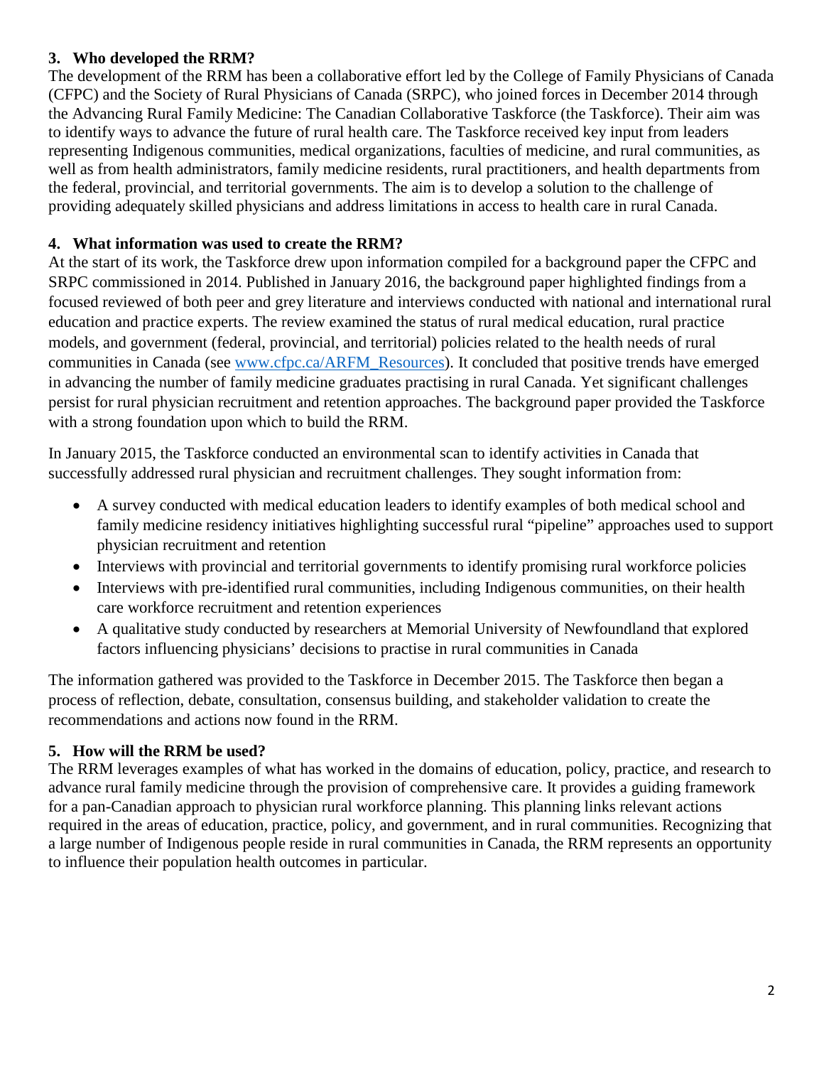### 3. Who developed the RRM?

The development of the RRM has been a collaborative effort led by the College of Family Physicians of Canada (CFPC) and the Society of Rural Physicians of Canada (SRPC), who joined forces in December 2014 through the Advancing Rural Family Medicine: The Canadian Collaborative Taskforce (the Taskforce). Their aim was to identify ways to advance the future of rural health care. The Taskforce received key input from leaders representing Indigenous communities, medical organizations, faculties of medicine, and rural communities, as well as from health administrators, family medicine residents, rural practitioners, and health departments from the federal, provincial, and territorial governments. The aim is to develop a solution to the challenge of providing adequately skilled physicians and address limitations in access to health care in rural Canada.

### 4. What information was used to create the RRM?

At the start of its work, the Taskforce drew upon information compiled for a background paper the CFPC and SRPC commissioned in 2014. Published in January 2016, the background paper highlighted findings from a focused reviewed of both peer and grey literature and interviews conducted with national and international rural education and practice experts. The review examined the status of rural medical education, rural practice models, and government (federal, provincial, and territorial) policies related to the health needs of rural communities in Canada (see [www.cfpc.ca/ARFM_Resources](http://www.cfpc.ca/ARFM_Resources)). It concluded that positive trends have emerged in advancing the number of family medicine graduates practising in rural Canada. Yet significant challenges persist for rural physician recruitment and retention approaches. The background paper provided the Taskforce with a strong foundation upon which to build the RRM.

In January 2015, the Taskforce conducted an environmental scan to identify activities in Canada that successfully addressed rural physician and recruitment challenges. They sought information from:

- A survey conducted with medical education leaders to identify examples of both medical school and family medicine residency initiatives highlighting successful rural "pipeline" approaches used to support physician recruitment and retention
- Interviews with provincial and territorial governments to identify promising rural workforce policies
- Interviews with pre-identified rural communities, including Indigenous communities, on their health care workforce recruitment and retention experiences
- A qualitative study conducted by researchers at Memorial University of Newfoundland that explored factors influencing physicians' decisions to practise in rural communities in Canada

The information gathered was provided to the Taskforce in December 2015. The Taskforce then began a process of reflection, debate, consultation, consensus building, and stakeholder validation to create the recommendations and actions now found in the RRM.

### 5. How will the RRM be used?

The RRM leverages examples of what has worked in the domains of education, policy, practice, and research to advance rural family medicine through the provision of comprehensive care. It provides a guiding framework for a pan-Canadian approach to physician rural workforce planning. This planning links relevant actions required in the areas of education, practice, policy, and government, and in rural communities. Recognizing that a large number of Indigenous people reside in rural communities in Canada, the RRM represents an opportunity to influence their population health outcomes in particular.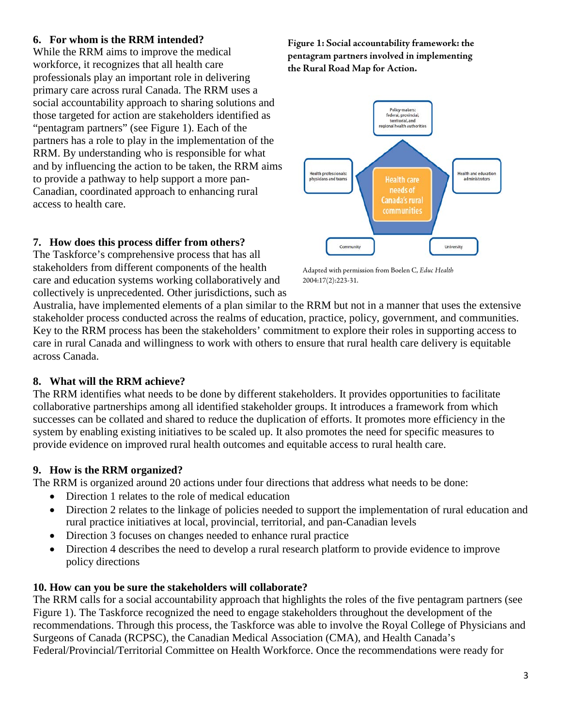## 6. For whom is the RRM intended?

While the RRM aims to improve the medical workforce, it recognizes that all health care professionals play an important role in delivering primary care across rural Canada. The RRM uses a social accountability approach to sharing solutions and those targeted for action are stakeholders identified as "pentagram partners" (see Figure 1). Each of the partners has a role to play in the implementation of the RRM. By understanding who is responsible for what and by influencing the action to be taken, the RRM aims to provide a pathway to help support a more pan-Canadian, coordinated approach to enhancing rural access to health care.

**Figure 1: Social accountability framework: the pentagram partners involved in implementing the Rural Road Map for Action.**

Policy-makers: federal, provincial, territorial, and regional health authorities

Health professionals: physicians and teams

Health care needs of Canada's rural communities

Health and education administrators

Community

University

Adapted with permission from Boelen C, *Educ Health* 2004:17(2):223-31.

## 7. How does this process differ from others?

The Taskforce's comprehensive process that has all stakeholders from different components of the health care and education systems working collaboratively and collectively is unprecedented. Other jurisdictions, such as Australia, have implemented elements of a plan similar to the RRM but not in a manner that uses the extensive stakeholder process conducted across the realms of education, practice, policy, government, and communities. Key to the RRM process has been the stakeholders' commitment to explore their roles in supporting access to care in rural Canada and willingness to work with others to ensure that rural health care delivery is equitable across Canada.

## 8. What will the RRM achieve?

The RRM identifies what needs to be done by different stakeholders. It provides opportunities to facilitate collaborative partnerships among all identified stakeholder groups. It introduces a framework from which successes can be collated and shared to reduce the duplication of efforts. It promotes more efficiency in the system by enabling existing initiatives to be scaled up. It also promotes the need for specific measures to provide evidence on improved rural health outcomes and equitable access to rural health care.

## 9. How is the RRM organized?

The RRM is organized around 20 actions under four directions that address what needs to be done:

- Direction 1 relates to the role of medical education
- Direction 2 relates to the linkage of policies needed to support the implementation of rural education and rural practice initiatives at local, provincial, territorial, and pan-Canadian levels
- Direction 3 focuses on changes needed to enhance rural practice
- Direction 4 describes the need to develop a rural research platform to provide evidence to improve policy directions

## 10. How can you be sure the stakeholders will collaborate?

The RRM calls for a social accountability approach that highlights the roles of the five pentagram partners (see Figure 1). The Taskforce recognized the need to engage stakeholders throughout the development of the recommendations. Through this process, the Taskforce was able to involve the Royal College of Physicians and Surgeons of Canada (RCPSC), the Canadian Medical Association (CMA), and Health Canada's Federal/Provincial/Territorial Committee on Health Workforce. Once the recommendations were ready for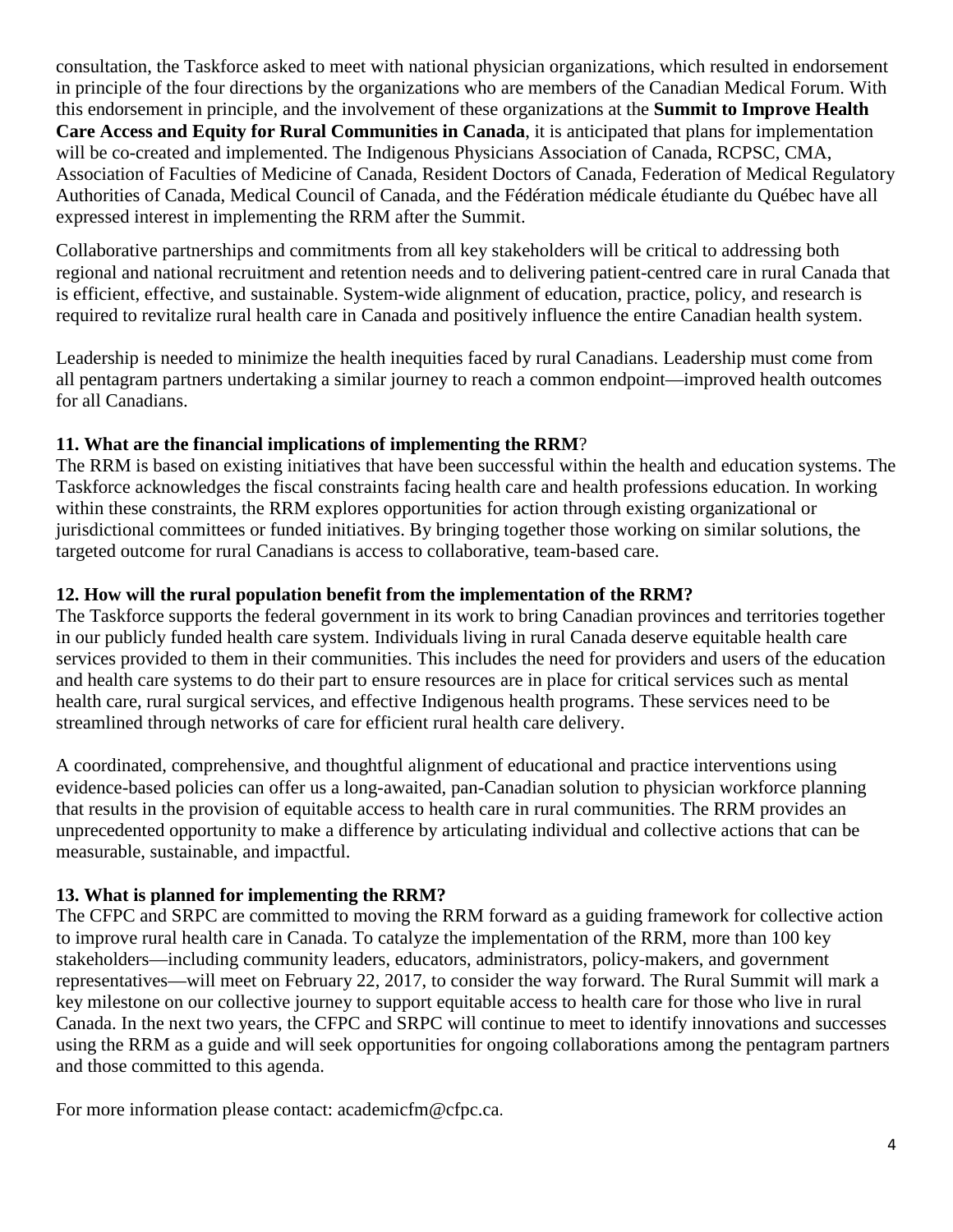consultation, the Taskforce asked to meet with national physician organizations, which resulted in endorsement in principle of the four directions by the organizations who are members of the Canadian Medical Forum. With this endorsement in principle, and the involvement of these organizations at the **Summit to Improve Health Care Access and Equity for Rural Communities in Canada**, it is anticipated that plans for implementation will be co-created and implemented. The Indigenous Physicians Association of Canada, RCPSC, CMA, Association of Faculties of Medicine of Canada, Resident Doctors of Canada, Federation of Medical Regulatory Authorities of Canada, Medical Council of Canada, and the Fédération médicale étudiante du Québec have all expressed interest in implementing the RRM after the Summit.

Collaborative partnerships and commitments from all key stakeholders will be critical to addressing both regional and national recruitment and retention needs and to delivering patient-centred care in rural Canada that is efficient, effective, and sustainable. System-wide alignment of education, practice, policy, and research is required to revitalize rural health care in Canada and positively influence the entire Canadian health system.

Leadership is needed to minimize the health inequities faced by rural Canadians. Leadership must come from all pentagram partners undertaking a similar journey to reach a common endpoint—improved health outcomes for all Canadians.

**11. What are the financial implications of implementing the RRM**?

The RRM is based on existing initiatives that have been successful within the health and education systems. The Taskforce acknowledges the fiscal constraints facing health care and health professions education. In working within these constraints, the RRM explores opportunities for action through existing organizational or jurisdictional committees or funded initiatives. By bringing together those working on similar solutions, the targeted outcome for rural Canadians is access to collaborative, team-based care.

**12. How will the rural population benefit from the implementation of the RRM?**

The Taskforce supports the federal government in its work to bring Canadian provinces and territories together in our publicly funded health care system. Individuals living in rural Canada deserve equitable health care services provided to them in their communities. This includes the need for providers and users of the education and health care systems to do their part to ensure resources are in place for critical services such as mental health care, rural surgical services, and effective Indigenous health programs. These services need to be streamlined through networks of care for efficient rural health care delivery.

A coordinated, comprehensive, and thoughtful alignment of educational and practice interventions using evidence-based policies can offer us a long-awaited, pan-Canadian solution to physician workforce planning that results in the provision of equitable access to health care in rural communities. The RRM provides an unprecedented opportunity to make a difference by articulating individual and collective actions that can be measurable, sustainable, and impactful.

**13. What is planned for implementing the RRM?**

The CFPC and SRPC are committed to moving the RRM forward as a guiding framework for collective action to improve rural health care in Canada. To catalyze the implementation of the RRM, more than 100 key stakeholders—including community leaders, educators, administrators, policy-makers, and government representatives—will meet on February 22, 2017, to consider the way forward. The Rural Summit will mark a key milestone on our collective journey to support equitable access to health care for those who live in rural Canada. In the next two years, the CFPC and SRPC will continue to meet to identify innovations and successes using the RRM as a guide and will seek opportunities for ongoing collaborations among the pentagram partners and those committed to this agenda.

For more information please contact: academicfm@cfpc.ca.